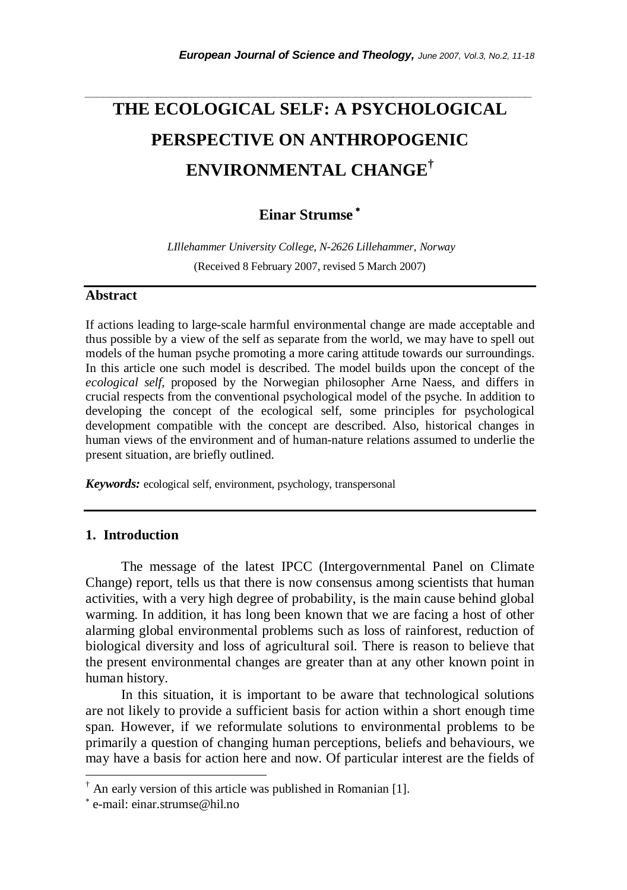# THE ECOLOGICAL SELF: A PSYCHOLOGICAL PERSPECTIVE ON ANTHROPOGENIC ENVIRONMENTAL CHANGE[†]

**Einar Strumse** [*]

*LIllehammer University College, N-2626 Lillehammer, Norway*

(Received 8 February 2007, revised 5 March 2007)

## Abstract

If actions leading to large-scale harmful environmental change are made acceptable and thus possible by a view of the self as separate from the world, we may have to spell out models of the human psyche promoting a more caring attitude towards our surroundings. In this article one such model is described. The model builds upon the concept of the *ecological self*, proposed by the Norwegian philosopher Arne Naess, and differs in crucial respects from the conventional psychological model of the psyche. In addition to developing the concept of the ecological self, some principles for psychological development compatible with the concept are described. Also, historical changes in human views of the environment and of human-nature relations assumed to underlie the present situation, are briefly outlined.

***Keywords:*** ecological self, environment, psychology, transpersonal

## 1. Introduction

The message of the latest IPCC (Intergovernmental Panel on Climate Change) report, tells us that there is now consensus among scientists that human activities, with a very high degree of probability, is the main cause behind global warming. In addition, it has long been known that we are facing a host of other alarming global environmental problems such as loss of rainforest, reduction of biological diversity and loss of agricultural soil. There is reason to believe that the present environmental changes are greater than at any other known point in human history.

In this situation, it is important to be aware that technological solutions are not likely to provide a sufficient basis for action within a short enough time span. However, if we reformulate solutions to environmental problems to be primarily a question of changing human perceptions, beliefs and behaviours, we may have a basis for action here and now. Of particular interest are the fields of

---

[†] An early version of this article was published in Romanian [1].

[*] e-mail: einar.strumse@hil.no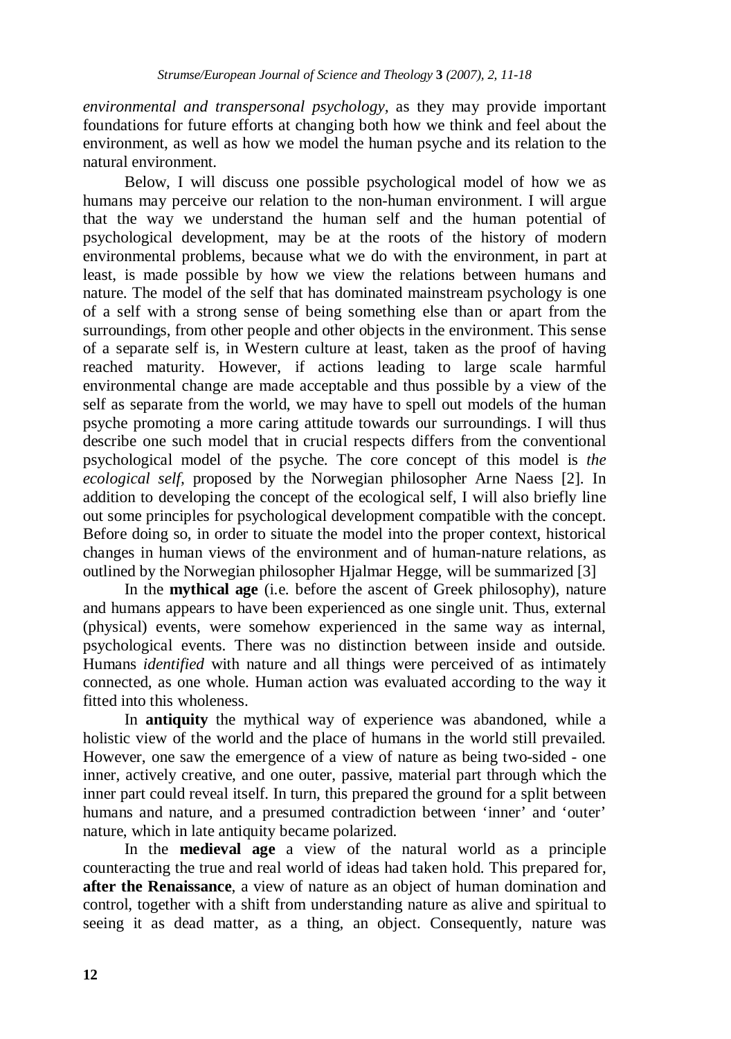*environmental and transpersonal psychology*, as they may provide important foundations for future efforts at changing both how we think and feel about the environment, as well as how we model the human psyche and its relation to the natural environment.

Below, I will discuss one possible psychological model of how we as humans may perceive our relation to the non-human environment. I will argue that the way we understand the human self and the human potential of psychological development, may be at the roots of the history of modern environmental problems, because what we do with the environment, in part at least, is made possible by how we view the relations between humans and nature. The model of the self that has dominated mainstream psychology is one of a self with a strong sense of being something else than or apart from the surroundings, from other people and other objects in the environment. This sense of a separate self is, in Western culture at least, taken as the proof of having reached maturity. However, if actions leading to large scale harmful environmental change are made acceptable and thus possible by a view of the self as separate from the world, we may have to spell out models of the human psyche promoting a more caring attitude towards our surroundings. I will thus describe one such model that in crucial respects differs from the conventional psychological model of the psyche. The core concept of this model is *the ecological self*, proposed by the Norwegian philosopher Arne Naess [2]. In addition to developing the concept of the ecological self, I will also briefly line out some principles for psychological development compatible with the concept. Before doing so, in order to situate the model into the proper context, historical changes in human views of the environment and of human-nature relations, as outlined by the Norwegian philosopher Hjalmar Hegge, will be summarized [3]

In the **mythical age** (i.e. before the ascent of Greek philosophy), nature and humans appears to have been experienced as one single unit. Thus, external (physical) events, were somehow experienced in the same way as internal, psychological events. There was no distinction between inside and outside. Humans *identified* with nature and all things were perceived of as intimately connected, as one whole. Human action was evaluated according to the way it fitted into this wholeness.

In **antiquity** the mythical way of experience was abandoned, while a holistic view of the world and the place of humans in the world still prevailed. However, one saw the emergence of a view of nature as being two-sided - one inner, actively creative, and one outer, passive, material part through which the inner part could reveal itself. In turn, this prepared the ground for a split between humans and nature, and a presumed contradiction between 'inner' and 'outer' nature, which in late antiquity became polarized.

In the **medieval age** a view of the natural world as a principle counteracting the true and real world of ideas had taken hold. This prepared for, **after the Renaissance**, a view of nature as an object of human domination and control, together with a shift from understanding nature as alive and spiritual to seeing it as dead matter, as a thing, an object. Consequently, nature was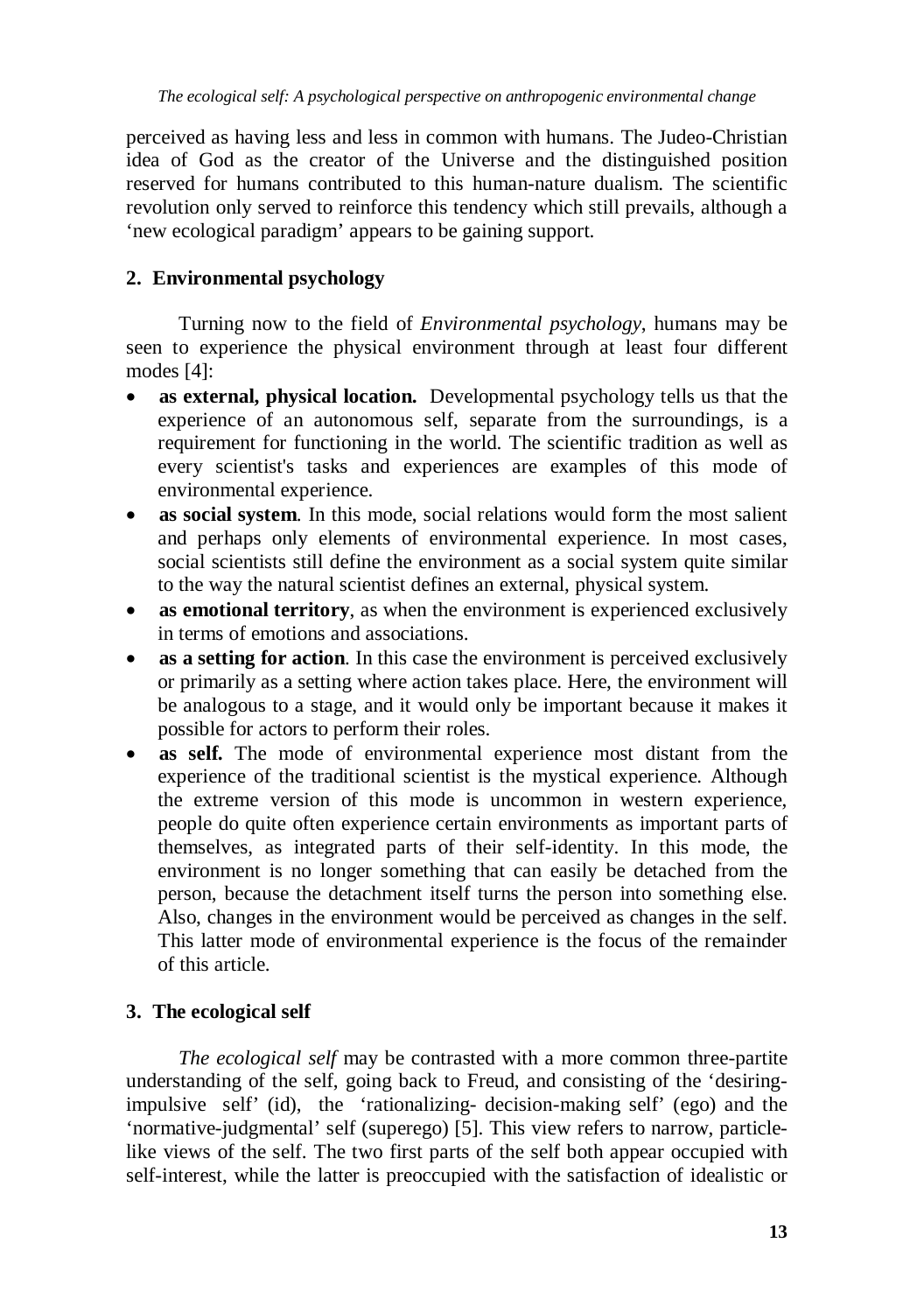perceived as having less and less in common with humans. The Judeo-Christian idea of God as the creator of the Universe and the distinguished position reserved for humans contributed to this human-nature dualism. The scientific revolution only served to reinforce this tendency which still prevails, although a 'new ecological paradigm' appears to be gaining support.

## 2. Environmental psychology

Turning now to the field of *Environmental psychology*, humans may be seen to experience the physical environment through at least four different modes [4]:

- **as external, physical location.** Developmental psychology tells us that the experience of an autonomous self, separate from the surroundings, is a requirement for functioning in the world. The scientific tradition as well as every scientist's tasks and experiences are examples of this mode of environmental experience.
- **as social system**. In this mode, social relations would form the most salient and perhaps only elements of environmental experience. In most cases, social scientists still define the environment as a social system quite similar to the way the natural scientist defines an external, physical system.
- **as emotional territory**, as when the environment is experienced exclusively in terms of emotions and associations.
- **as a setting for action**. In this case the environment is perceived exclusively or primarily as a setting where action takes place. Here, the environment will be analogous to a stage, and it would only be important because it makes it possible for actors to perform their roles.
- **as self.** The mode of environmental experience most distant from the experience of the traditional scientist is the mystical experience. Although the extreme version of this mode is uncommon in western experience, people do quite often experience certain environments as important parts of themselves, as integrated parts of their self-identity. In this mode, the environment is no longer something that can easily be detached from the person, because the detachment itself turns the person into something else. Also, changes in the environment would be perceived as changes in the self. This latter mode of environmental experience is the focus of the remainder of this article.

## 3. The ecological self

*The ecological self* may be contrasted with a more common three-partite understanding of the self, going back to Freud, and consisting of the 'desiring-impulsive self' (id), the 'rationalizing- decision-making self' (ego) and the 'normative-judgmental' self (superego) [5]. This view refers to narrow, particle-like views of the self. The two first parts of the self both appear occupied with self-interest, while the latter is preoccupied with the satisfaction of idealistic or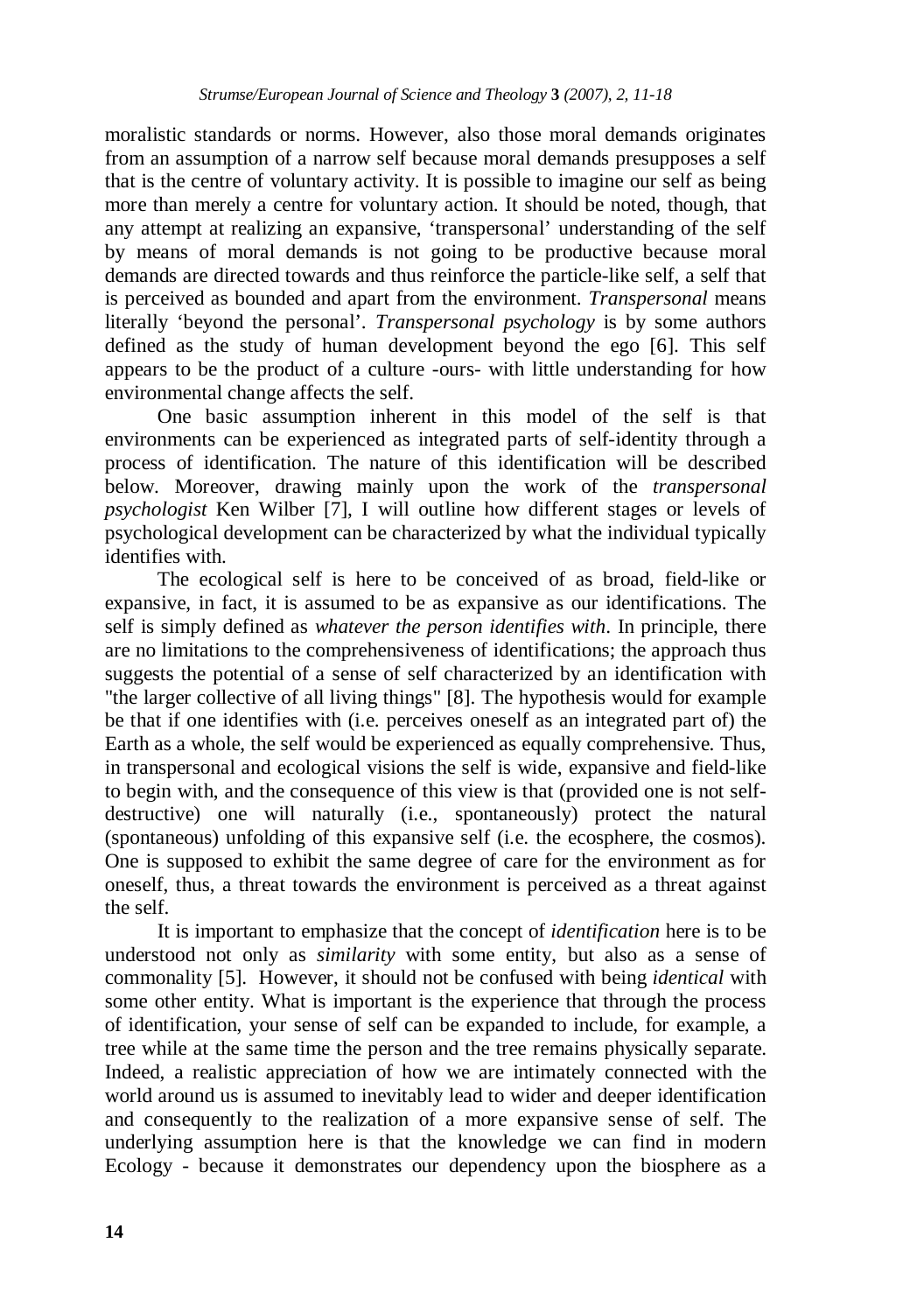moralistic standards or norms. However, also those moral demands originates from an assumption of a narrow self because moral demands presupposes a self that is the centre of voluntary activity. It is possible to imagine our self as being more than merely a centre for voluntary action. It should be noted, though, that any attempt at realizing an expansive, 'transpersonal' understanding of the self by means of moral demands is not going to be productive because moral demands are directed towards and thus reinforce the particle-like self, a self that is perceived as bounded and apart from the environment. *Transpersonal* means literally 'beyond the personal'. *Transpersonal psychology* is by some authors defined as the study of human development beyond the ego [6]. This self appears to be the product of a culture -ours- with little understanding for how environmental change affects the self.

One basic assumption inherent in this model of the self is that environments can be experienced as integrated parts of self-identity through a process of identification. The nature of this identification will be described below. Moreover, drawing mainly upon the work of the *transpersonal psychologist* Ken Wilber [7], I will outline how different stages or levels of psychological development can be characterized by what the individual typically identifies with.

The ecological self is here to be conceived of as broad, field-like or expansive, in fact, it is assumed to be as expansive as our identifications. The self is simply defined as *whatever the person identifies with*. In principle, there are no limitations to the comprehensiveness of identifications; the approach thus suggests the potential of a sense of self characterized by an identification with "the larger collective of all living things" [8]. The hypothesis would for example be that if one identifies with (i.e. perceives oneself as an integrated part of) the Earth as a whole, the self would be experienced as equally comprehensive. Thus, in transpersonal and ecological visions the self is wide, expansive and field-like to begin with, and the consequence of this view is that (provided one is not self-destructive) one will naturally (i.e., spontaneously) protect the natural (spontaneous) unfolding of this expansive self (i.e. the ecosphere, the cosmos). One is supposed to exhibit the same degree of care for the environment as for oneself, thus, a threat towards the environment is perceived as a threat against the self.

It is important to emphasize that the concept of *identification* here is to be understood not only as *similarity* with some entity, but also as a sense of commonality [5]. However, it should not be confused with being *identical* with some other entity. What is important is the experience that through the process of identification, your sense of self can be expanded to include, for example, a tree while at the same time the person and the tree remains physically separate. Indeed, a realistic appreciation of how we are intimately connected with the world around us is assumed to inevitably lead to wider and deeper identification and consequently to the realization of a more expansive sense of self. The underlying assumption here is that the knowledge we can find in modern Ecology - because it demonstrates our dependency upon the biosphere as a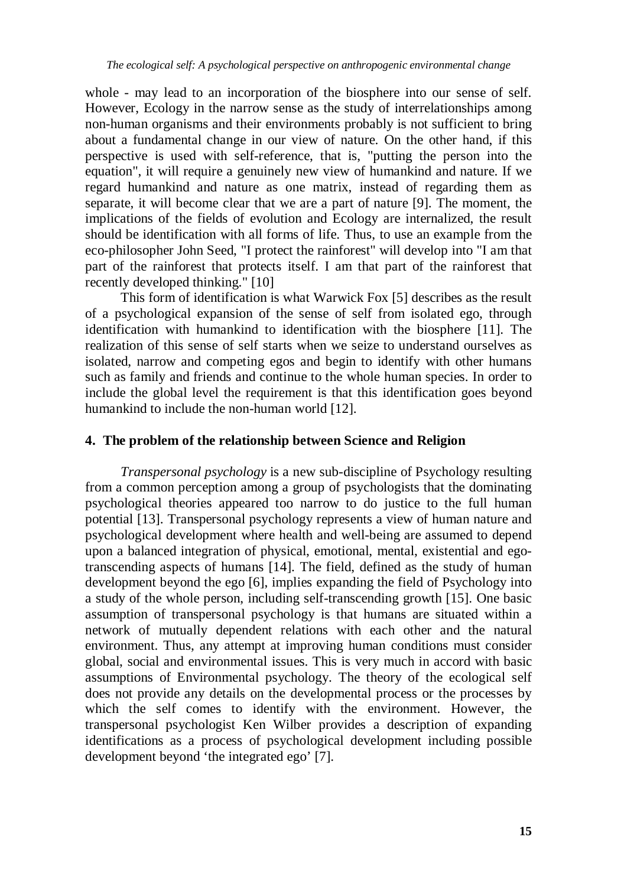whole - may lead to an incorporation of the biosphere into our sense of self. However, Ecology in the narrow sense as the study of interrelationships among non-human organisms and their environments probably is not sufficient to bring about a fundamental change in our view of nature. On the other hand, if this perspective is used with self-reference, that is, "putting the person into the equation", it will require a genuinely new view of humankind and nature. If we regard humankind and nature as one matrix, instead of regarding them as separate, it will become clear that we are a part of nature [9]. The moment, the implications of the fields of evolution and Ecology are internalized, the result should be identification with all forms of life. Thus, to use an example from the eco-philosopher John Seed, "I protect the rainforest" will develop into "I am that part of the rainforest that protects itself. I am that part of the rainforest that recently developed thinking." [10]

This form of identification is what Warwick Fox [5] describes as the result of a psychological expansion of the sense of self from isolated ego, through identification with humankind to identification with the biosphere [11]. The realization of this sense of self starts when we seize to understand ourselves as isolated, narrow and competing egos and begin to identify with other humans such as family and friends and continue to the whole human species. In order to include the global level the requirement is that this identification goes beyond humankind to include the non-human world [12].

## 4. The problem of the relationship between Science and Religion

*Transpersonal psychology* is a new sub-discipline of Psychology resulting from a common perception among a group of psychologists that the dominating psychological theories appeared too narrow to do justice to the full human potential [13]. Transpersonal psychology represents a view of human nature and psychological development where health and well-being are assumed to depend upon a balanced integration of physical, emotional, mental, existential and ego-transcending aspects of humans [14]. The field, defined as the study of human development beyond the ego [6], implies expanding the field of Psychology into a study of the whole person, including self-transcending growth [15]. One basic assumption of transpersonal psychology is that humans are situated within a network of mutually dependent relations with each other and the natural environment. Thus, any attempt at improving human conditions must consider global, social and environmental issues. This is very much in accord with basic assumptions of Environmental psychology. The theory of the ecological self does not provide any details on the developmental process or the processes by which the self comes to identify with the environment. However, the transpersonal psychologist Ken Wilber provides a description of expanding identifications as a process of psychological development including possible development beyond 'the integrated ego' [7].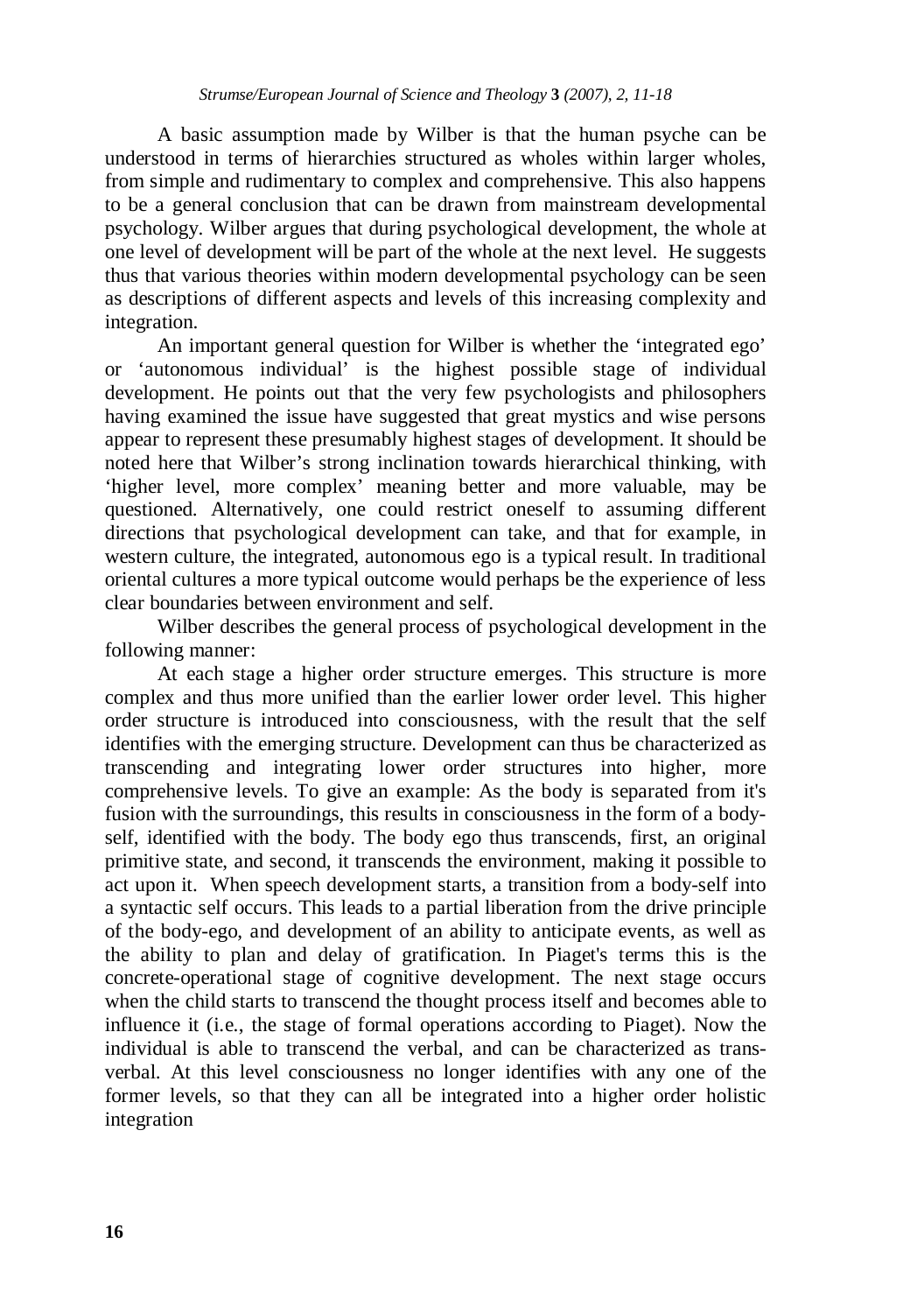A basic assumption made by Wilber is that the human psyche can be understood in terms of hierarchies structured as wholes within larger wholes, from simple and rudimentary to complex and comprehensive. This also happens to be a general conclusion that can be drawn from mainstream developmental psychology. Wilber argues that during psychological development, the whole at one level of development will be part of the whole at the next level. He suggests thus that various theories within modern developmental psychology can be seen as descriptions of different aspects and levels of this increasing complexity and integration.

An important general question for Wilber is whether the 'integrated ego' or 'autonomous individual' is the highest possible stage of individual development. He points out that the very few psychologists and philosophers having examined the issue have suggested that great mystics and wise persons appear to represent these presumably highest stages of development. It should be noted here that Wilber's strong inclination towards hierarchical thinking, with 'higher level, more complex' meaning better and more valuable, may be questioned. Alternatively, one could restrict oneself to assuming different directions that psychological development can take, and that for example, in western culture, the integrated, autonomous ego is a typical result. In traditional oriental cultures a more typical outcome would perhaps be the experience of less clear boundaries between environment and self.

Wilber describes the general process of psychological development in the following manner:

At each stage a higher order structure emerges. This structure is more complex and thus more unified than the earlier lower order level. This higher order structure is introduced into consciousness, with the result that the self identifies with the emerging structure. Development can thus be characterized as transcending and integrating lower order structures into higher, more comprehensive levels. To give an example: As the body is separated from it's fusion with the surroundings, this results in consciousness in the form of a body-self, identified with the body. The body ego thus transcends, first, an original primitive state, and second, it transcends the environment, making it possible to act upon it. When speech development starts, a transition from a body-self into a syntactic self occurs. This leads to a partial liberation from the drive principle of the body-ego, and development of an ability to anticipate events, as well as the ability to plan and delay of gratification. In Piaget's terms this is the concrete-operational stage of cognitive development. The next stage occurs when the child starts to transcend the thought process itself and becomes able to influence it (i.e., the stage of formal operations according to Piaget). Now the individual is able to transcend the verbal, and can be characterized as trans-verbal. At this level consciousness no longer identifies with any one of the former levels, so that they can all be integrated into a higher order holistic integration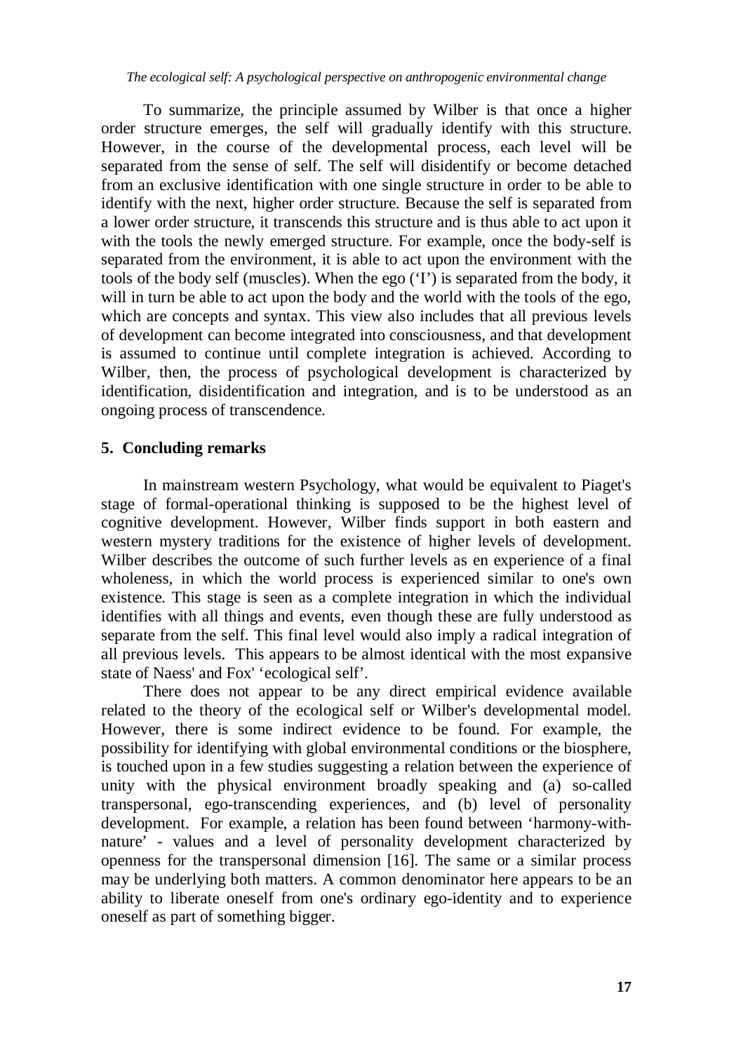To summarize, the principle assumed by Wilber is that once a higher order structure emerges, the self will gradually identify with this structure. However, in the course of the developmental process, each level will be separated from the sense of self. The self will disidentify or become detached from an exclusive identification with one single structure in order to be able to identify with the next, higher order structure. Because the self is separated from a lower order structure, it transcends this structure and is thus able to act upon it with the tools the newly emerged structure. For example, once the body-self is separated from the environment, it is able to act upon the environment with the tools of the body self (muscles). When the ego ('I') is separated from the body, it will in turn be able to act upon the body and the world with the tools of the ego, which are concepts and syntax. This view also includes that all previous levels of development can become integrated into consciousness, and that development is assumed to continue until complete integration is achieved. According to Wilber, then, the process of psychological development is characterized by identification, disidentification and integration, and is to be understood as an ongoing process of transcendence.

## 5. Concluding remarks

In mainstream western Psychology, what would be equivalent to Piaget's stage of formal-operational thinking is supposed to be the highest level of cognitive development. However, Wilber finds support in both eastern and western mystery traditions for the existence of higher levels of development. Wilber describes the outcome of such further levels as en experience of a final wholeness, in which the world process is experienced similar to one's own existence. This stage is seen as a complete integration in which the individual identifies with all things and events, even though these are fully understood as separate from the self. This final level would also imply a radical integration of all previous levels. This appears to be almost identical with the most expansive state of Naess' and Fox' 'ecological self'.

There does not appear to be any direct empirical evidence available related to the theory of the ecological self or Wilber's developmental model. However, there is some indirect evidence to be found. For example, the possibility for identifying with global environmental conditions or the biosphere, is touched upon in a few studies suggesting a relation between the experience of unity with the physical environment broadly speaking and (a) so-called transpersonal, ego-transcending experiences, and (b) level of personality development. For example, a relation has been found between 'harmony-with-nature' - values and a level of personality development characterized by openness for the transpersonal dimension [16]. The same or a similar process may be underlying both matters. A common denominator here appears to be an ability to liberate oneself from one's ordinary ego-identity and to experience oneself as part of something bigger.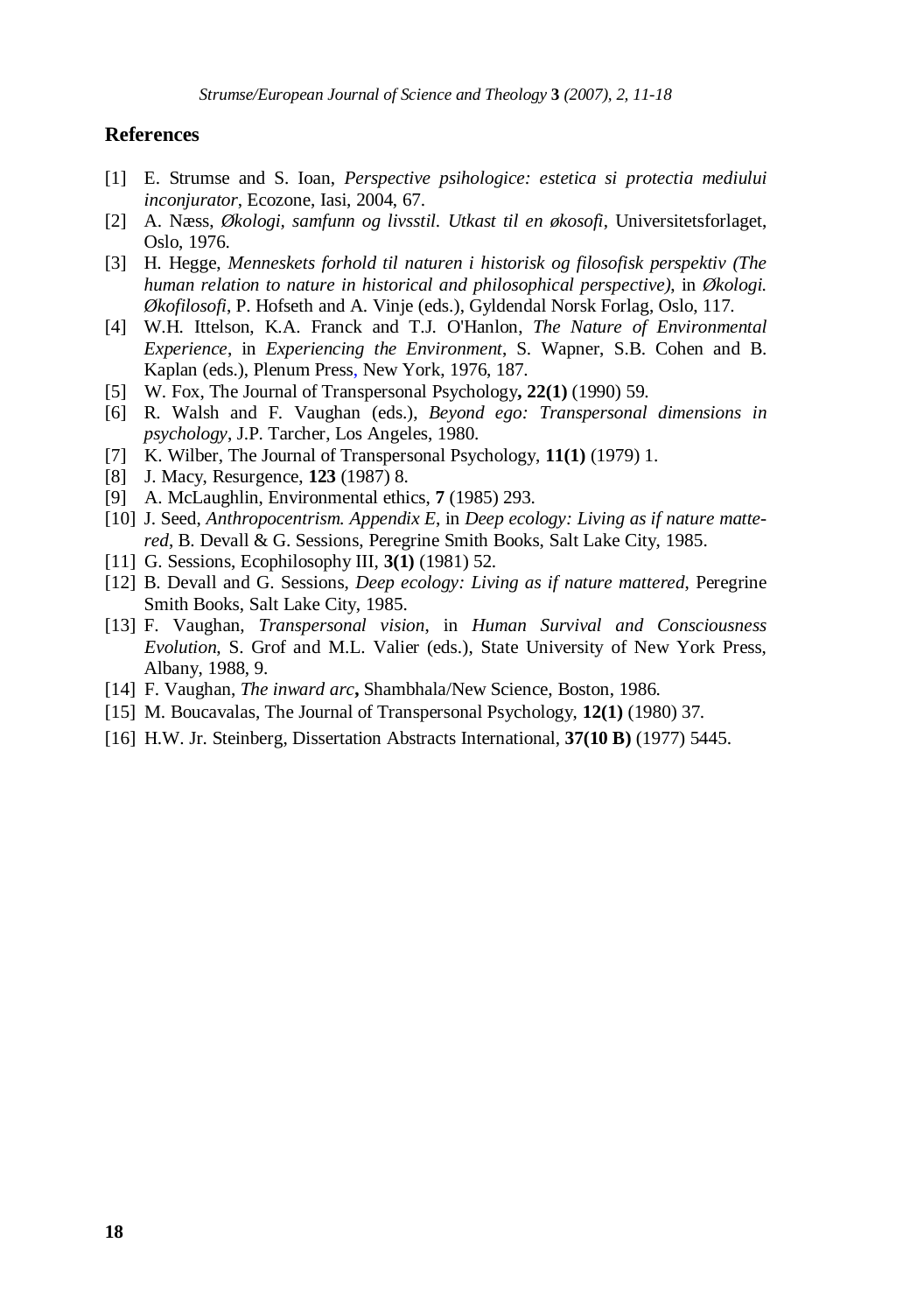## References

[1] E. Strumse and S. Ioan, *Perspective psihologice: estetica si protectia mediului inconjurator*, Ecozone, Iasi, 2004, 67.

[2] A. Næss, *Økologi, samfunn og livsstil. Utkast til en økosofi*, Universitetsforlaget, Oslo, 1976.

[3] H. Hegge, *Menneskets forhold til naturen i historisk og filosofisk perspektiv (The human relation to nature in historical and philosophical perspective)*, in *Økologi. Økofilosofi*, P. Hofseth and A. Vinje (eds.), Gyldendal Norsk Forlag, Oslo, 117.

[4] W.H. Ittelson, K.A. Franck and T.J. O'Hanlon, *The Nature of Environmental Experience*, in *Experiencing the Environment*, S. Wapner, S.B. Cohen and B. Kaplan (eds.), Plenum Press, New York, 1976, 187.

[5] W. Fox, The Journal of Transpersonal Psychology**, 22(1)** (1990) 59.

[6] R. Walsh and F. Vaughan (eds.), *Beyond ego: Transpersonal dimensions in psychology*, J.P. Tarcher, Los Angeles, 1980.

[7] K. Wilber, The Journal of Transpersonal Psychology, **11(1)** (1979) 1.

[8] J. Macy, Resurgence, **123** (1987) 8.

[9] A. McLaughlin, Environmental ethics, **7** (1985) 293.

[10] J. Seed, *Anthropocentrism. Appendix E*, in *Deep ecology: Living as if nature mattered*, B. Devall & G. Sessions, Peregrine Smith Books, Salt Lake City, 1985.

[11] G. Sessions, Ecophilosophy III, **3(1)** (1981) 52.

[12] B. Devall and G. Sessions, *Deep ecology: Living as if nature mattered*, Peregrine Smith Books, Salt Lake City, 1985.

[13] F. Vaughan, *Transpersonal vision*, in *Human Survival and Consciousness Evolution*, S. Grof and M.L. Valier (eds.), State University of New York Press, Albany, 1988, 9.

[14] F. Vaughan, *The inward arc***,** Shambhala/New Science, Boston, 1986.

[15] M. Boucavalas, The Journal of Transpersonal Psychology, **12(1)** (1980) 37.

[16] H.W. Jr. Steinberg, Dissertation Abstracts International, **37(10 B)** (1977) 5445.